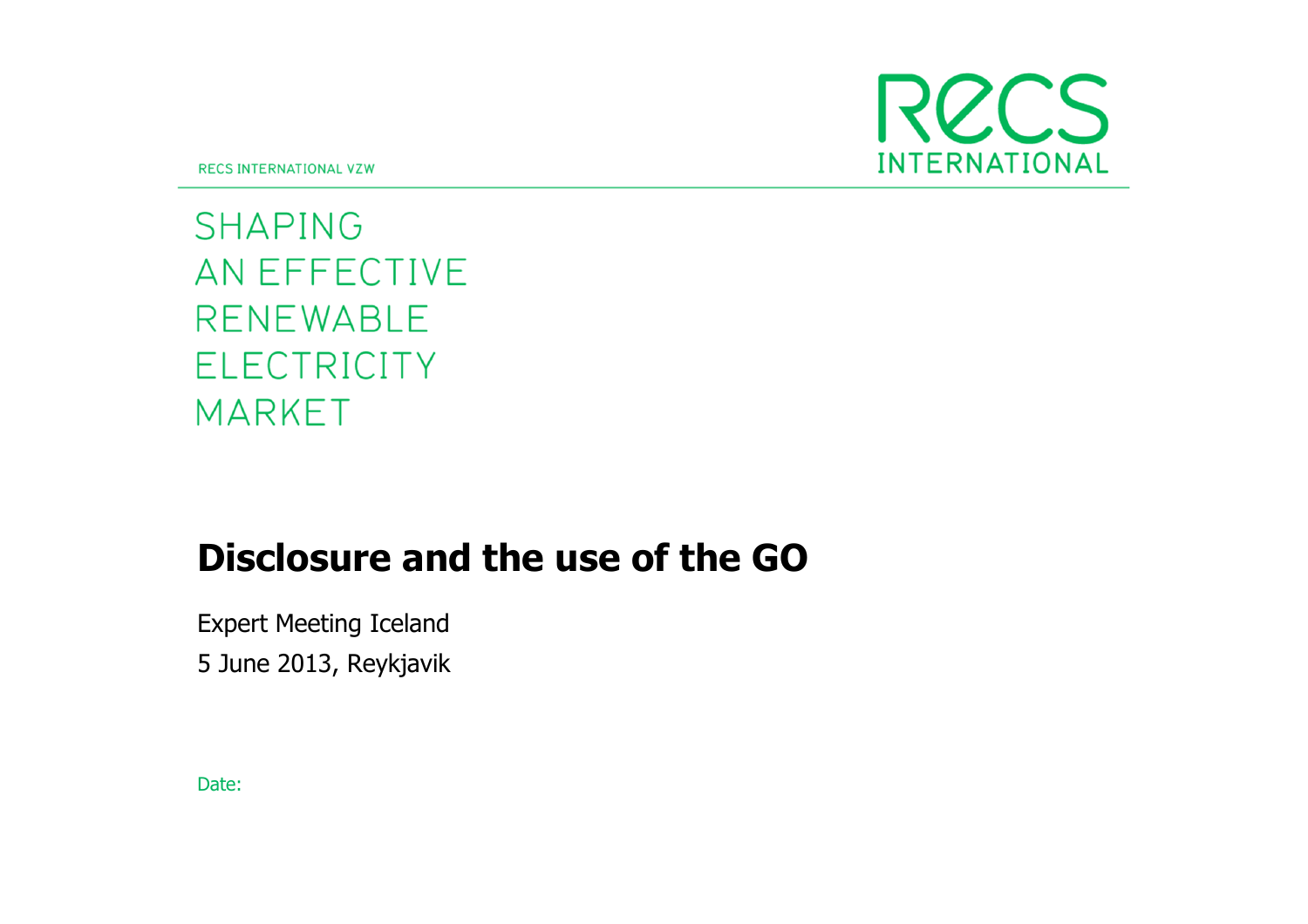RECS INTERNATIONAL VZW

RECS INTERNATIONAL

SHAPING
AN EFFECTIVE
RENEWABLE
ELECTRICITY
MARKET

# Disclosure and the use of the GO

Expert Meeting Iceland

5 June 2013, Reykjavik

Date: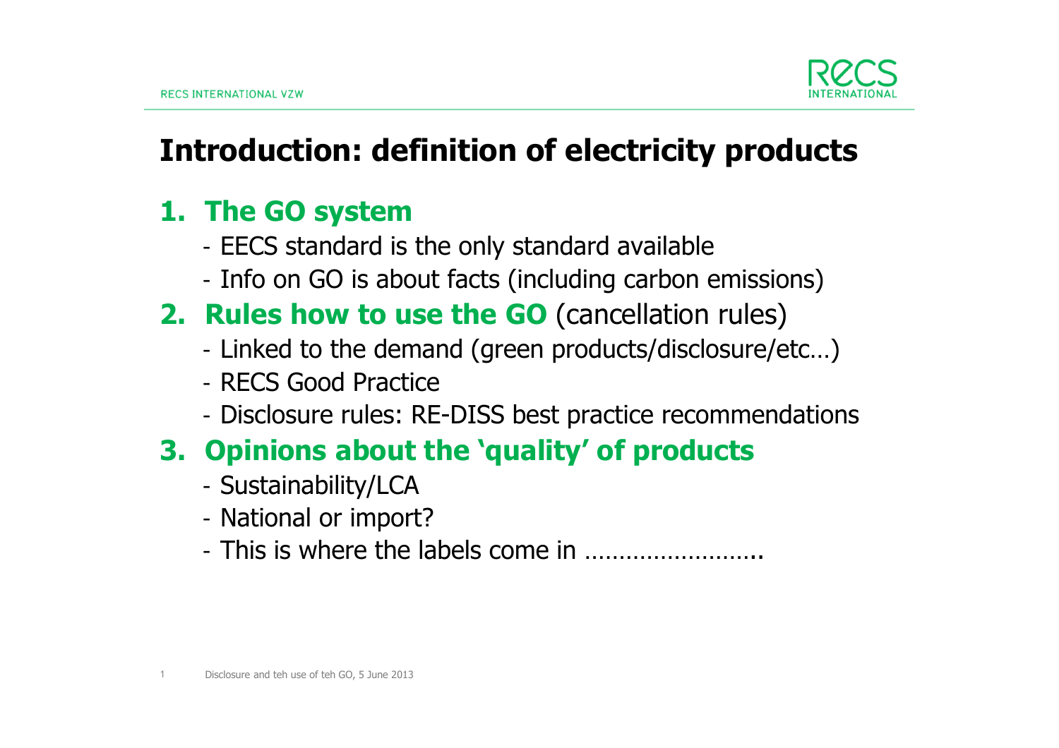# Introduction: definition of electricity products

## 1. The GO system

- EECS standard is the only standard available
- Info on GO is about facts (including carbon emissions)

## 2. Rules how to use the GO (cancellation rules)

- Linked to the demand (green products/disclosure/etc…)
- RECS Good Practice
- Disclosure rules: RE-DISS best practice recommendations

## 3. Opinions about the 'quality' of products

- Sustainability/LCA
- National or import?
- This is where the labels come in …………………….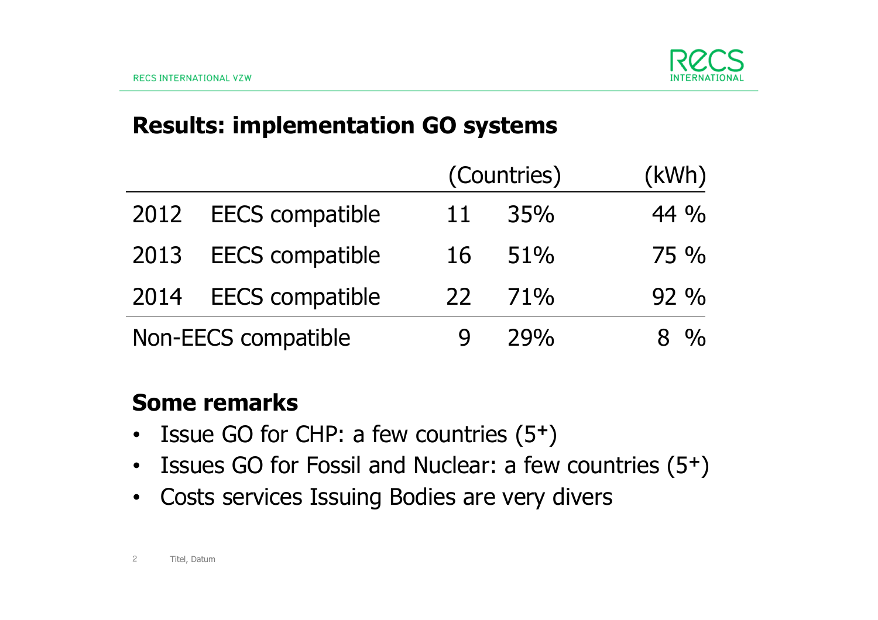## Results: implementation GO systems

| | | (Countries) | | (kWh) |
|---|---|---|---|---|
| 2012 | EECS compatible | 11 | 35% | 44 % |
| 2013 | EECS compatible | 16 | 51% | 75 % |
| 2014 | EECS compatible | 22 | 71% | 92 % |
| Non-EECS compatible | | 9 | 29% | 8 % |

## Some remarks

- Issue GO for CHP: a few countries ($5^+$)
- Issues GO for Fossil and Nuclear: a few countries ($5^+$)
- Costs services Issuing Bodies are very divers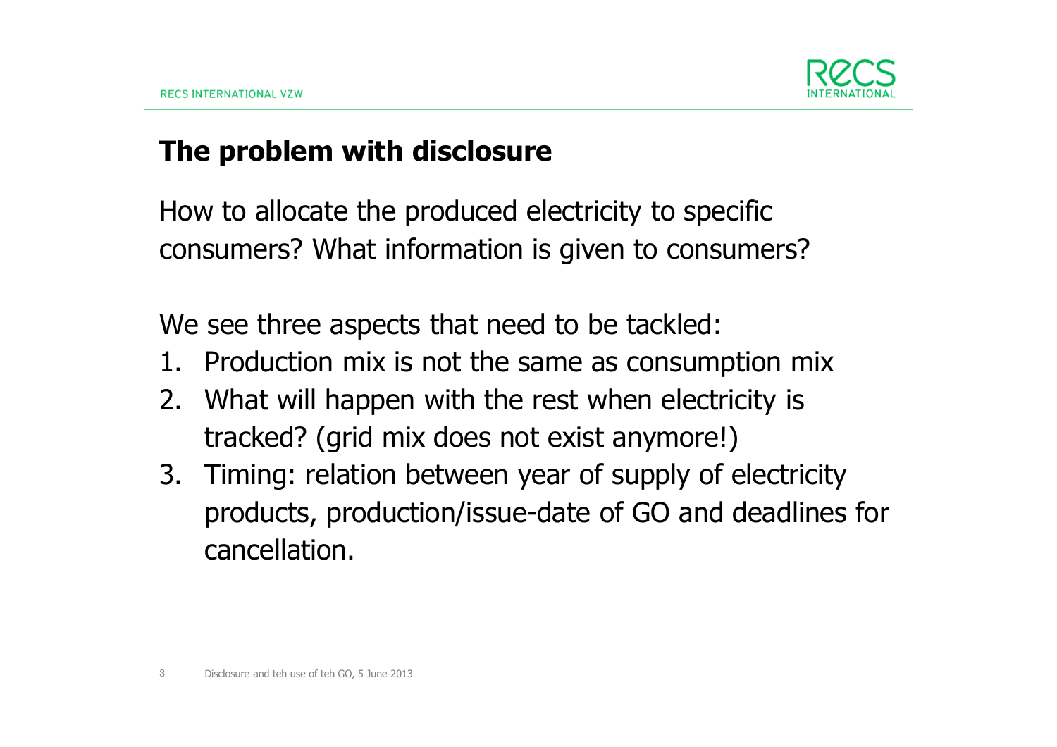## The problem with disclosure

How to allocate the produced electricity to specific consumers? What information is given to consumers?

We see three aspects that need to be tackled:

1. Production mix is not the same as consumption mix
2. What will happen with the rest when electricity is tracked? (grid mix does not exist anymore!)
3. Timing: relation between year of supply of electricity products, production/issue-date of GO and deadlines for cancellation.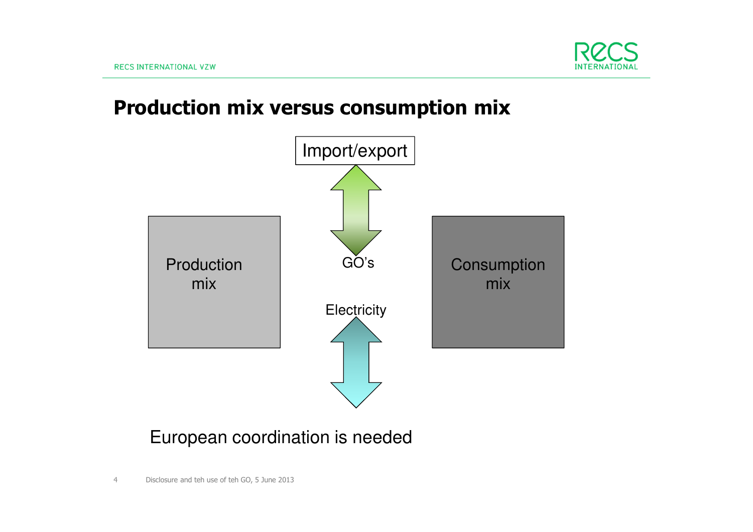# Production mix versus consumption mix

Import/export

GO's

Production mix

Consumption mix

Electricity

European coordination is needed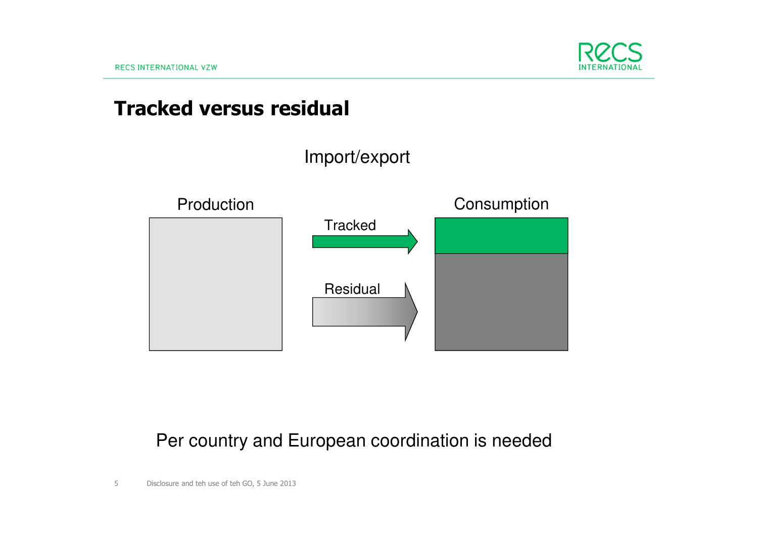# Tracked versus residual

Import/export

Production

Consumption

Tracked

Residual

Per country and European coordination is needed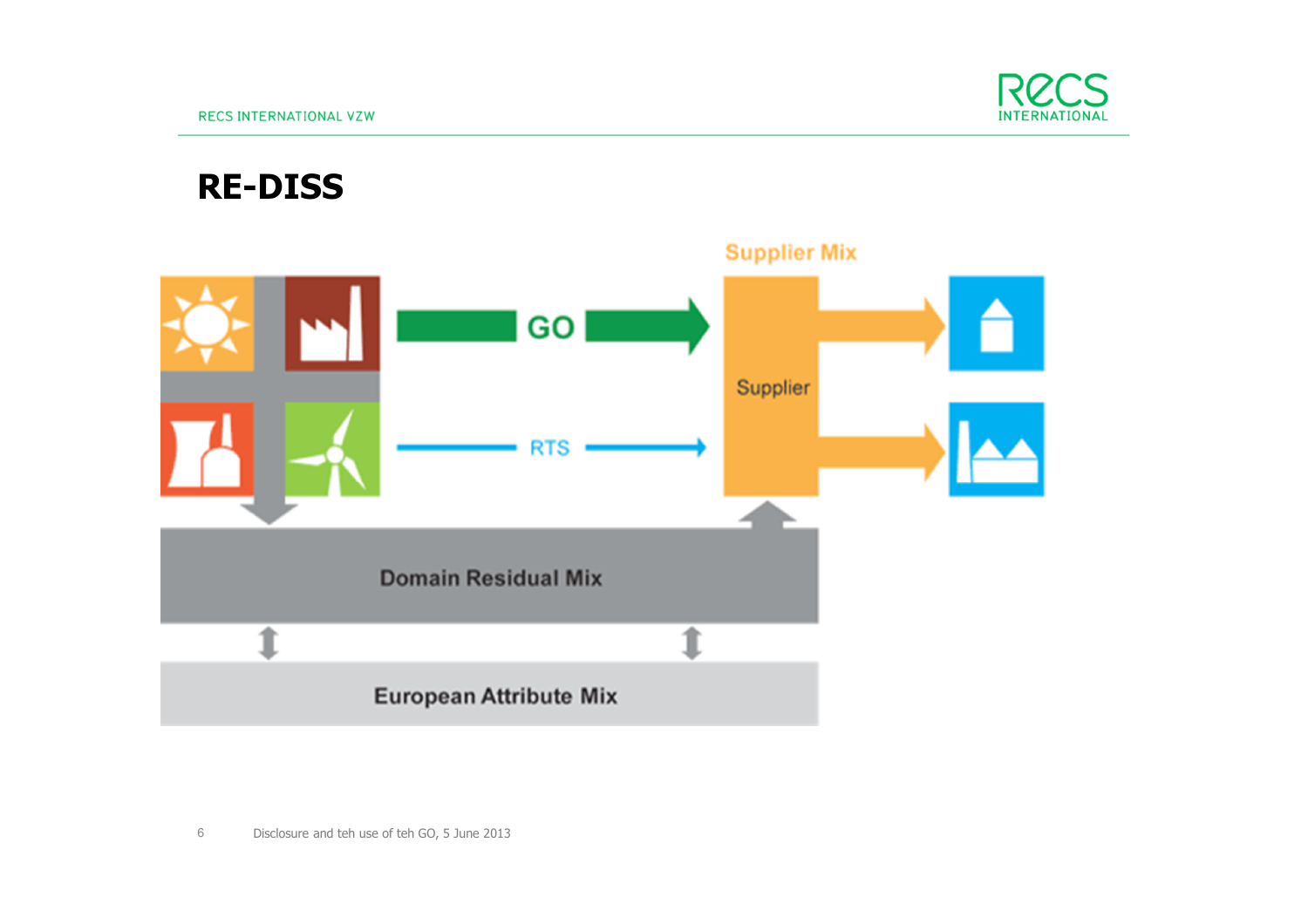# RE-DISS

Supplier Mix

GO

RTS

Supplier

Domain Residual Mix

European Attribute Mix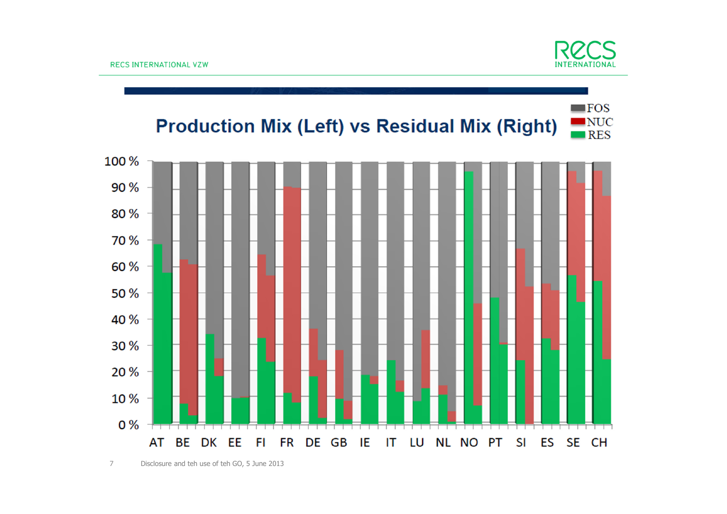## Production Mix (Left) vs Residual Mix (Right)

FOS
NUC
RES

100 %
90 %
80 %
70 %
60 %
50 %
40 %
30 %
20 %
10 %
0 %

AT BE DK EE FI FR DE GB IE IT LU NL NO PT SI ES SE CH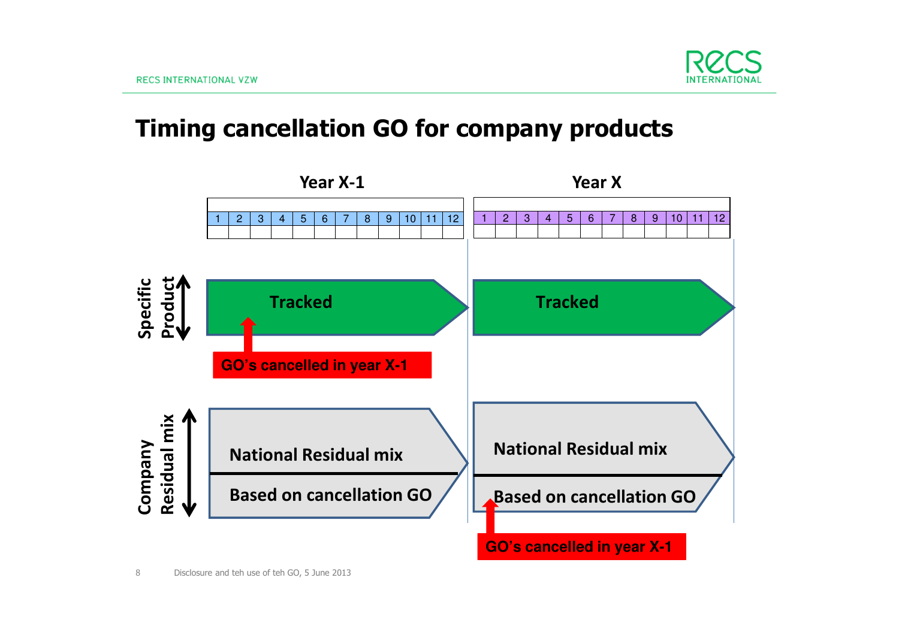# Timing cancellation GO for company products

| Year X-1 | | | | | | | | | | | | Year X | | | | | | | | | | | |
|---|---|---|---|---|---|---|---|---|---|---|---|---|---|---|---|---|---|---|---|---|---|---|---|
| 1 | 2 | 3 | 4 | 5 | 6 | 7 | 8 | 9 | 10 | 11 | 12 | 1 | 2 | 3 | 4 | 5 | 6 | 7 | 8 | 9 | 10 | 11 | 12 |

**Specific Product**

- Year X-1: Tracked
  - GO's cancelled in year X-1
- Year X: Tracked

**Company Residual mix**

- Year X-1: National Residual mix / Based on cancellation GO
- Year X: National Residual mix / Based on cancellation GO
  - GO's cancelled in year X-1

Disclosure and teh use of teh GO, 5 June 2013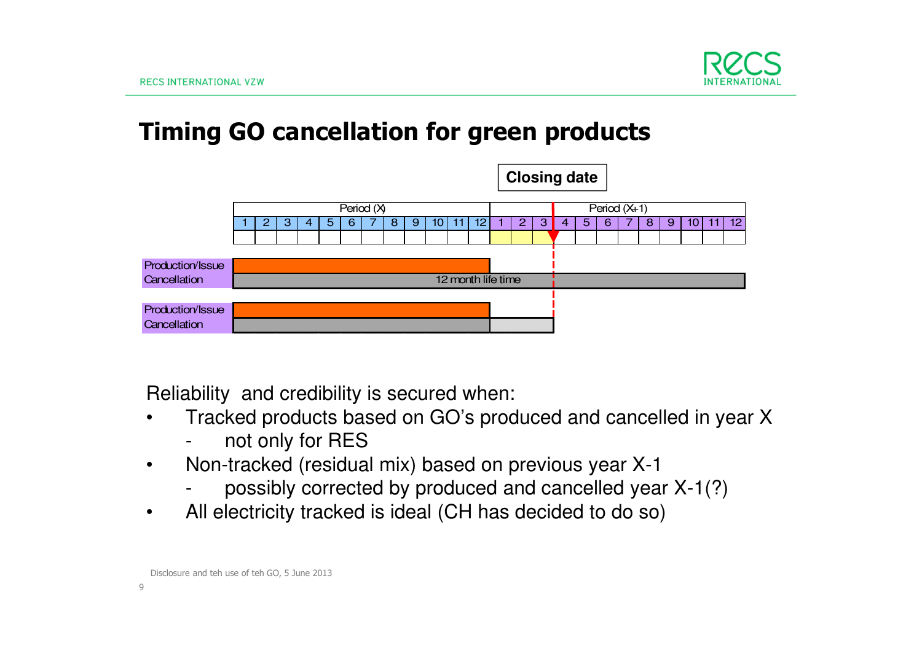# Timing GO cancellation for green products

Closing date

| | Period (X) | | | | | | | | | | | | Period (X+1) | | | | | | | | | | | |
|---|---|---|---|---|---|---|---|---|---|---|---|---|---|---|---|---|---|---|---|---|---|---|---|---|
| | 1 | 2 | 3 | 4 | 5 | 6 | 7 | 8 | 9 | 10 | 11 | 12 | 1 | 2 | 3 | 4 | 5 | 6 | 7 | 8 | 9 | 10 | 11 | 12 |

Production/Issue

Cancellation — 12 month life time

Production/Issue

Cancellation

Reliability and credibility is secured when:

- Tracked products based on GO's produced and cancelled in year X
  - not only for RES
- Non-tracked (residual mix) based on previous year X-1
  - possibly corrected by produced and cancelled year X-1(?)
- All electricity tracked is ideal (CH has decided to do so)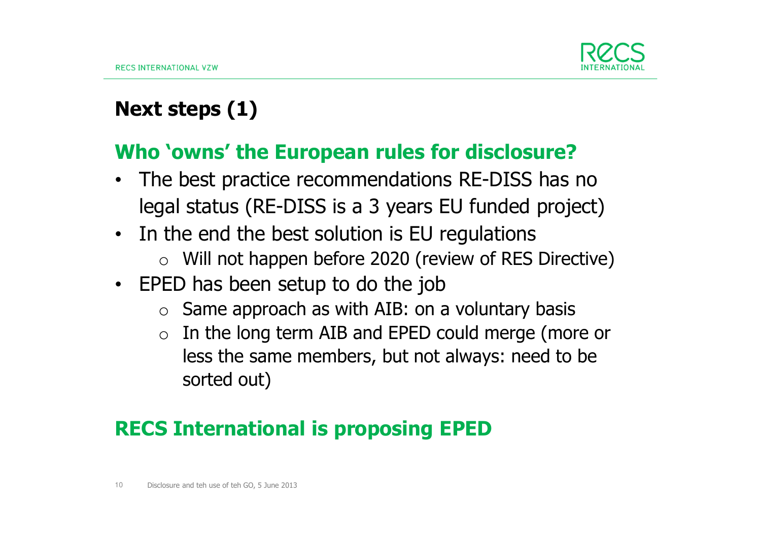# Next steps (1)

## Who 'owns' the European rules for disclosure?

- The best practice recommendations RE-DISS has no legal status (RE-DISS is a 3 years EU funded project)
- In the end the best solution is EU regulations
  - Will not happen before 2020 (review of RES Directive)
- EPED has been setup to do the job
  - Same approach as with AIB: on a voluntary basis
  - In the long term AIB and EPED could merge (more or less the same members, but not always: need to be sorted out)

## RECS International is proposing EPED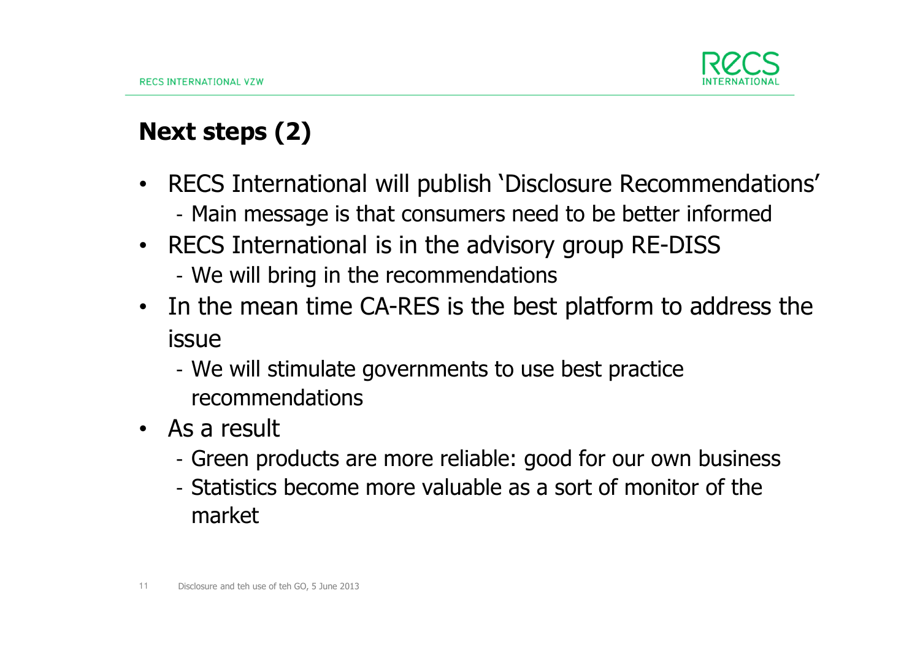## Next steps (2)

- RECS International will publish 'Disclosure Recommendations'
  - Main message is that consumers need to be better informed
- RECS International is in the advisory group RE-DISS
  - We will bring in the recommendations
- In the mean time CA-RES is the best platform to address the issue
  - We will stimulate governments to use best practice recommendations
- As a result
  - Green products are more reliable: good for our own business
  - Statistics become more valuable as a sort of monitor of the market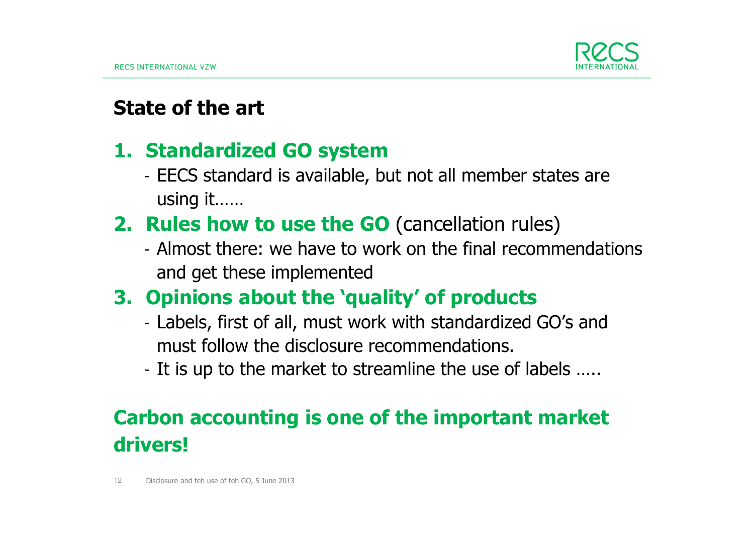# State of the art

1. **Standardized GO system**
   - EECS standard is available, but not all member states are using it……
2. **Rules how to use the GO** (cancellation rules)
   - Almost there: we have to work on the final recommendations and get these implemented
3. **Opinions about the 'quality' of products**
   - Labels, first of all, must work with standardized GO's and must follow the disclosure recommendations.
   - It is up to the market to streamline the use of labels …..

**Carbon accounting is one of the important market drivers!**